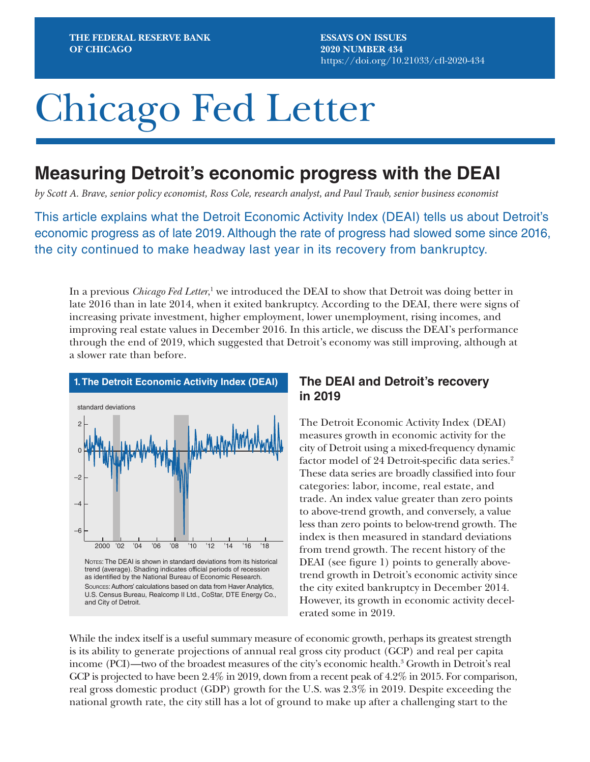THE FEDERAL RESERVE BANK OF CHICAGO

ESSAYS ON ISSUES
2020 NUMBER 434
https://doi.org/10.21033/cfl-2020-434

# Chicago Fed Letter

## Measuring Detroit's economic progress with the DEAI

*by Scott A. Brave, senior policy economist, Ross Cole, research analyst, and Paul Traub, senior business economist*

This article explains what the Detroit Economic Activity Index (DEAI) tells us about Detroit's economic progress as of late 2019. Although the rate of progress had slowed some since 2016, the city continued to make headway last year in its recovery from bankruptcy.

In a previous *Chicago Fed Letter*,[1] we introduced the DEAI to show that Detroit was doing better in late 2016 than in late 2014, when it exited bankruptcy. According to the DEAI, there were signs of increasing private investment, higher employment, lower unemployment, rising incomes, and improving real estate values in December 2016. In this article, we discuss the DEAI's performance through the end of 2019, which suggested that Detroit's economy was still improving, although at a slower rate than before.

**1. The Detroit Economic Activity Index (DEAI)**

Notes: The DEAI is shown in standard deviations from its historical trend (average). Shading indicates official periods of recession as identified by the National Bureau of Economic Research.
Sources: Authors' calculations based on data from Haver Analytics, U.S. Census Bureau, Realcomp II Ltd., CoStar, DTE Energy Co., and City of Detroit.

### The DEAI and Detroit's recovery in 2019

The Detroit Economic Activity Index (DEAI) measures growth in economic activity for the city of Detroit using a mixed-frequency dynamic factor model of 24 Detroit-specific data series.[2] These data series are broadly classified into four categories: labor, income, real estate, and trade. An index value greater than zero points to above-trend growth, and conversely, a value less than zero points to below-trend growth. The index is then measured in standard deviations from trend growth. The recent history of the DEAI (see figure 1) points to generally above-trend growth in Detroit's economic activity since the city exited bankruptcy in December 2014. However, its growth in economic activity decelerated some in 2019.

While the index itself is a useful summary measure of economic growth, perhaps its greatest strength is its ability to generate projections of annual real gross city product (GCP) and real per capita income (PCI)—two of the broadest measures of the city's economic health.[3] Growth in Detroit's real GCP is projected to have been 2.4% in 2019, down from a recent peak of 4.2% in 2015. For comparison, real gross domestic product (GDP) growth for the U.S. was 2.3% in 2019. Despite exceeding the national growth rate, the city still has a lot of ground to make up after a challenging start to the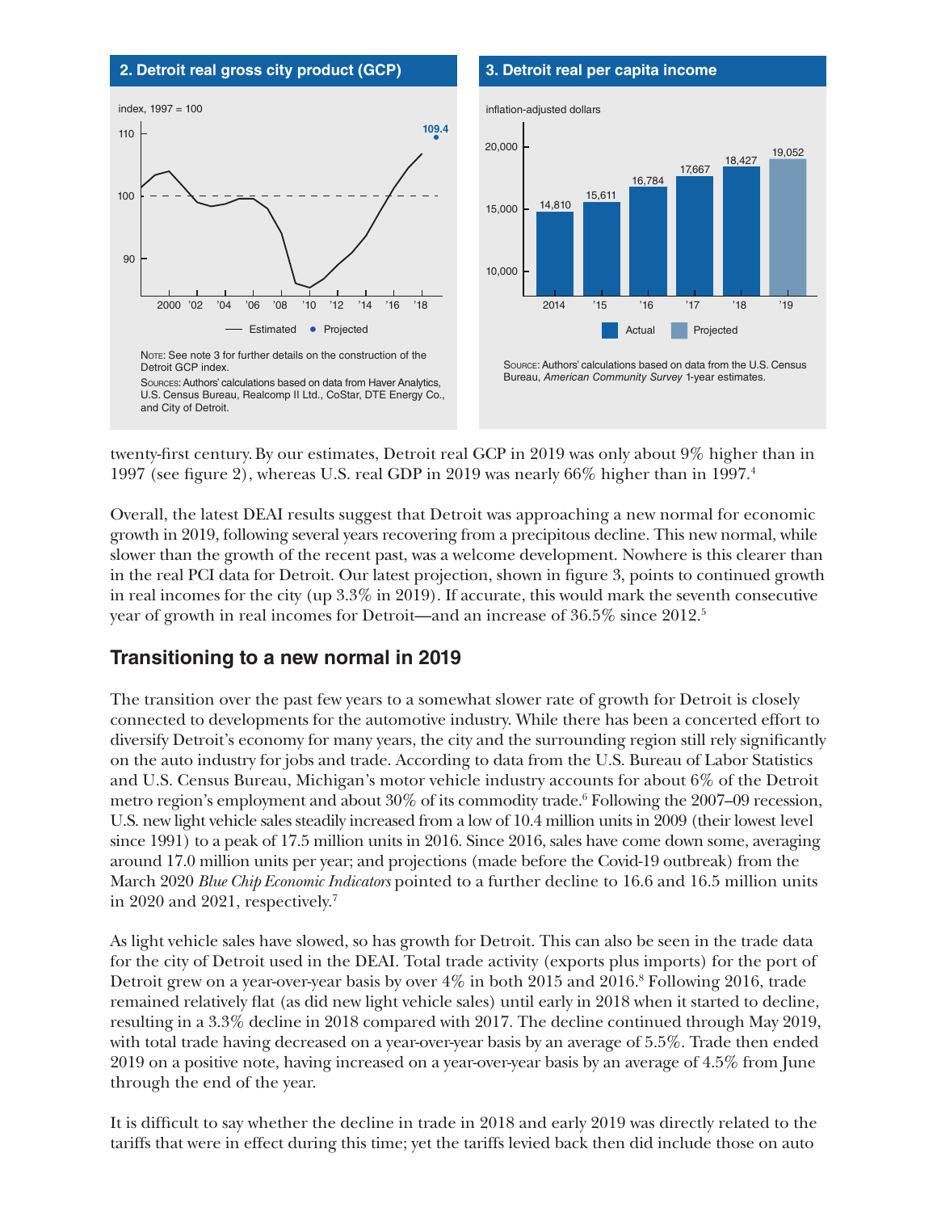**2. Detroit real gross city product (GCP)**

index, 1997 = 100

— Estimated • Projected

Note: See note 3 for further details on the construction of the Detroit GCP index.

Sources: Authors' calculations based on data from Haver Analytics, U.S. Census Bureau, Realcomp II Ltd., CoStar, DTE Energy Co., and City of Detroit.

**3. Detroit real per capita income**

inflation-adjusted dollars

| Year | Value |
|---|---|
| 2014 | 14,810 |
| '15 | 15,611 |
| '16 | 16,784 |
| '17 | 17,667 |
| '18 | 18,427 |
| '19 (Projected) | 19,052 |

Source: Authors' calculations based on data from the U.S. Census Bureau, *American Community Survey* 1-year estimates.

twenty-first century. By our estimates, Detroit real GCP in 2019 was only about 9% higher than in 1997 (see figure 2), whereas U.S. real GDP in 2019 was nearly 66% higher than in 1997.[4]

Overall, the latest DEAI results suggest that Detroit was approaching a new normal for economic growth in 2019, following several years recovering from a precipitous decline. This new normal, while slower than the growth of the recent past, was a welcome development. Nowhere is this clearer than in the real PCI data for Detroit. Our latest projection, shown in figure 3, points to continued growth in real incomes for the city (up 3.3% in 2019). If accurate, this would mark the seventh consecutive year of growth in real incomes for Detroit—and an increase of 36.5% since 2012.[5]

## Transitioning to a new normal in 2019

The transition over the past few years to a somewhat slower rate of growth for Detroit is closely connected to developments for the automotive industry. While there has been a concerted effort to diversify Detroit's economy for many years, the city and the surrounding region still rely significantly on the auto industry for jobs and trade. According to data from the U.S. Bureau of Labor Statistics and U.S. Census Bureau, Michigan's motor vehicle industry accounts for about 6% of the Detroit metro region's employment and about 30% of its commodity trade.[6] Following the 2007–09 recession, U.S. new light vehicle sales steadily increased from a low of 10.4 million units in 2009 (their lowest level since 1991) to a peak of 17.5 million units in 2016. Since 2016, sales have come down some, averaging around 17.0 million units per year; and projections (made before the Covid-19 outbreak) from the March 2020 *Blue Chip Economic Indicators* pointed to a further decline to 16.6 and 16.5 million units in 2020 and 2021, respectively.[7]

As light vehicle sales have slowed, so has growth for Detroit. This can also be seen in the trade data for the city of Detroit used in the DEAI. Total trade activity (exports plus imports) for the port of Detroit grew on a year-over-year basis by over 4% in both 2015 and 2016.[8] Following 2016, trade remained relatively flat (as did new light vehicle sales) until early in 2018 when it started to decline, resulting in a 3.3% decline in 2018 compared with 2017. The decline continued through May 2019, with total trade having decreased on a year-over-year basis by an average of 5.5%. Trade then ended 2019 on a positive note, having increased on a year-over-year basis by an average of 4.5% from June through the end of the year.

It is difficult to say whether the decline in trade in 2018 and early 2019 was directly related to the tariffs that were in effect during this time; yet the tariffs levied back then did include those on auto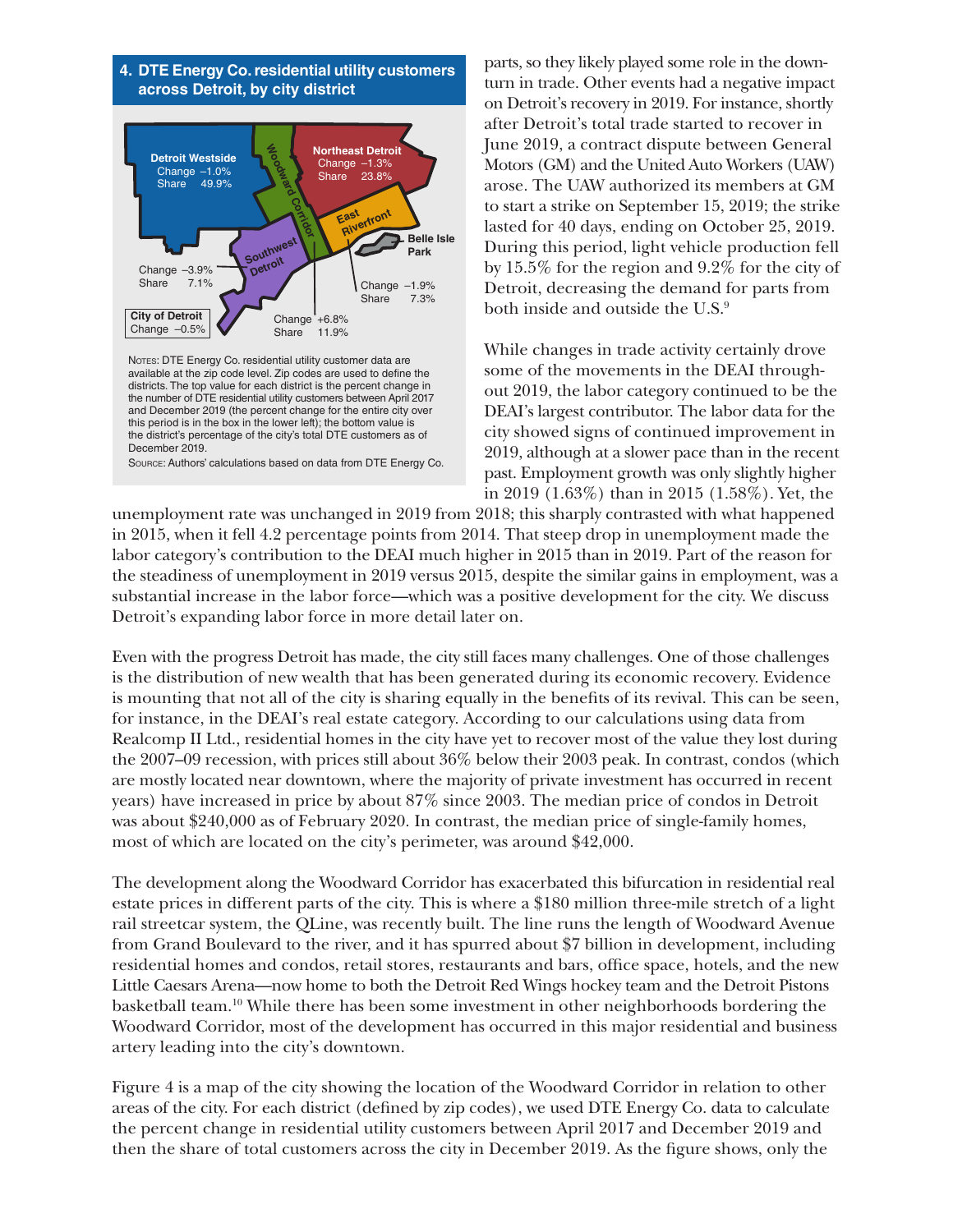**4. DTE Energy Co. residential utility customers across Detroit, by city district**

Detroit Westside
Change –1.0%
Share 49.9%

Woodward Corridor

Northeast Detroit
Change –1.3%
Share 23.8%

East Riverfront

Belle Isle Park

Southwest Detroit

Change –3.9%
Share 7.1%

Change –1.9%
Share 7.3%

City of Detroit
Change –0.5%

Change +6.8%
Share 11.9%

Notes: DTE Energy Co. residential utility customer data are available at the zip code level. Zip codes are used to define the districts. The top value for each district is the percent change in the number of DTE residential utility customers between April 2017 and December 2019 (the percent change for the entire city over this period is in the box in the lower left); the bottom value is the district's percentage of the city's total DTE customers as of December 2019.

Source: Authors' calculations based on data from DTE Energy Co.

parts, so they likely played some role in the downturn in trade. Other events had a negative impact on Detroit's recovery in 2019. For instance, shortly after Detroit's total trade started to recover in June 2019, a contract dispute between General Motors (GM) and the United Auto Workers (UAW) arose. The UAW authorized its members at GM to start a strike on September 15, 2019; the strike lasted for 40 days, ending on October 25, 2019. During this period, light vehicle production fell by 15.5% for the region and 9.2% for the city of Detroit, decreasing the demand for parts from both inside and outside the U.S.[9]

While changes in trade activity certainly drove some of the movements in the DEAI throughout 2019, the labor category continued to be the DEAI's largest contributor. The labor data for the city showed signs of continued improvement in 2019, although at a slower pace than in the recent past. Employment growth was only slightly higher in 2019 (1.63%) than in 2015 (1.58%). Yet, the unemployment rate was unchanged in 2019 from 2018; this sharply contrasted with what happened in 2015, when it fell 4.2 percentage points from 2014. That steep drop in unemployment made the labor category's contribution to the DEAI much higher in 2015 than in 2019. Part of the reason for the steadiness of unemployment in 2019 versus 2015, despite the similar gains in employment, was a substantial increase in the labor force—which was a positive development for the city. We discuss Detroit's expanding labor force in more detail later on.

Even with the progress Detroit has made, the city still faces many challenges. One of those challenges is the distribution of new wealth that has been generated during its economic recovery. Evidence is mounting that not all of the city is sharing equally in the benefits of its revival. This can be seen, for instance, in the DEAI's real estate category. According to our calculations using data from Realcomp II Ltd., residential homes in the city have yet to recover most of the value they lost during the 2007–09 recession, with prices still about 36% below their 2003 peak. In contrast, condos (which are mostly located near downtown, where the majority of private investment has occurred in recent years) have increased in price by about 87% since 2003. The median price of condos in Detroit was about $240,000 as of February 2020. In contrast, the median price of single-family homes, most of which are located on the city's perimeter, was around $42,000.

The development along the Woodward Corridor has exacerbated this bifurcation in residential real estate prices in different parts of the city. This is where a $180 million three-mile stretch of a light rail streetcar system, the QLine, was recently built. The line runs the length of Woodward Avenue from Grand Boulevard to the river, and it has spurred about $7 billion in development, including residential homes and condos, retail stores, restaurants and bars, office space, hotels, and the new Little Caesars Arena—now home to both the Detroit Red Wings hockey team and the Detroit Pistons basketball team.[10] While there has been some investment in other neighborhoods bordering the Woodward Corridor, most of the development has occurred in this major residential and business artery leading into the city's downtown.

Figure 4 is a map of the city showing the location of the Woodward Corridor in relation to other areas of the city. For each district (defined by zip codes), we used DTE Energy Co. data to calculate the percent change in residential utility customers between April 2017 and December 2019 and then the share of total customers across the city in December 2019. As the figure shows, only the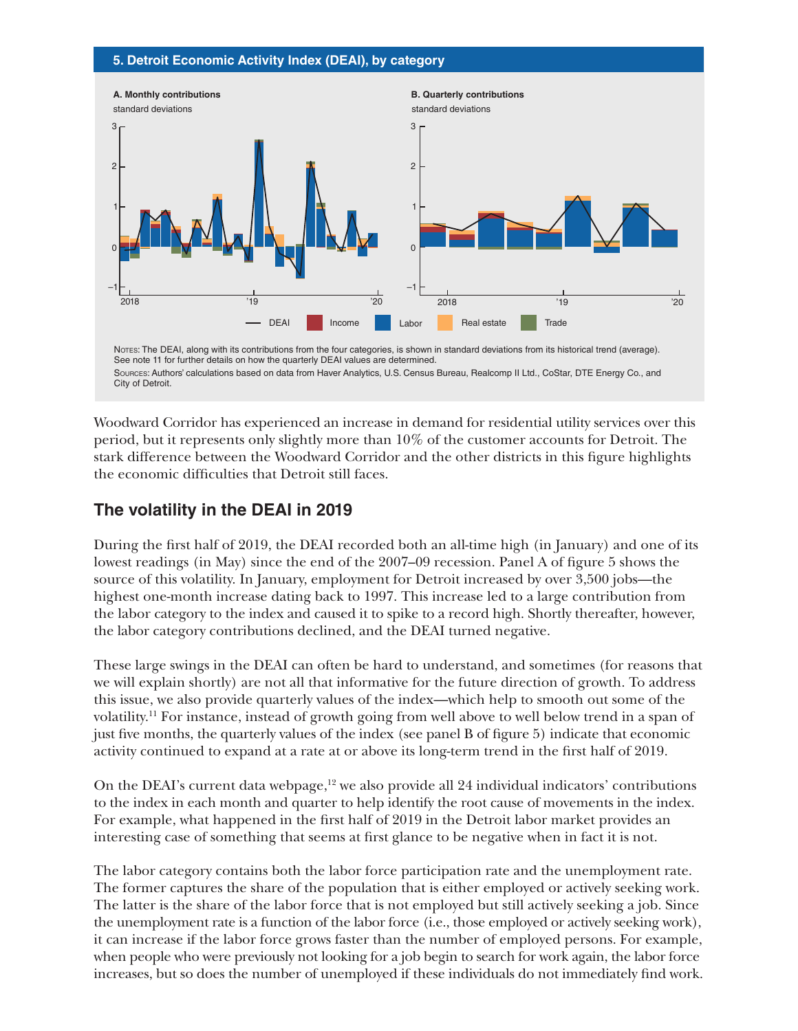**5. Detroit Economic Activity Index (DEAI), by category**

A. Monthly contributions
standard deviations

B. Quarterly contributions
standard deviations

DEAI | Income | Labor | Real estate | Trade

Notes: The DEAI, along with its contributions from the four categories, is shown in standard deviations from its historical trend (average). See note 11 for further details on how the quarterly DEAI values are determined.

Sources: Authors' calculations based on data from Haver Analytics, U.S. Census Bureau, Realcomp II Ltd., CoStar, DTE Energy Co., and City of Detroit.

Woodward Corridor has experienced an increase in demand for residential utility services over this period, but it represents only slightly more than 10% of the customer accounts for Detroit. The stark difference between the Woodward Corridor and the other districts in this figure highlights the economic difficulties that Detroit still faces.

## The volatility in the DEAI in 2019

During the first half of 2019, the DEAI recorded both an all-time high (in January) and one of its lowest readings (in May) since the end of the 2007–09 recession. Panel A of figure 5 shows the source of this volatility. In January, employment for Detroit increased by over 3,500 jobs—the highest one-month increase dating back to 1997. This increase led to a large contribution from the labor category to the index and caused it to spike to a record high. Shortly thereafter, however, the labor category contributions declined, and the DEAI turned negative.

These large swings in the DEAI can often be hard to understand, and sometimes (for reasons that we will explain shortly) are not all that informative for the future direction of growth. To address this issue, we also provide quarterly values of the index—which help to smooth out some of the volatility.[11] For instance, instead of growth going from well above to well below trend in a span of just five months, the quarterly values of the index (see panel B of figure 5) indicate that economic activity continued to expand at a rate at or above its long-term trend in the first half of 2019.

On the DEAI's current data webpage,[12] we also provide all 24 individual indicators' contributions to the index in each month and quarter to help identify the root cause of movements in the index. For example, what happened in the first half of 2019 in the Detroit labor market provides an interesting case of something that seems at first glance to be negative when in fact it is not.

The labor category contains both the labor force participation rate and the unemployment rate. The former captures the share of the population that is either employed or actively seeking work. The latter is the share of the labor force that is not employed but still actively seeking a job. Since the unemployment rate is a function of the labor force (i.e., those employed or actively seeking work), it can increase if the labor force grows faster than the number of employed persons. For example, when people who were previously not looking for a job begin to search for work again, the labor force increases, but so does the number of unemployed if these individuals do not immediately find work.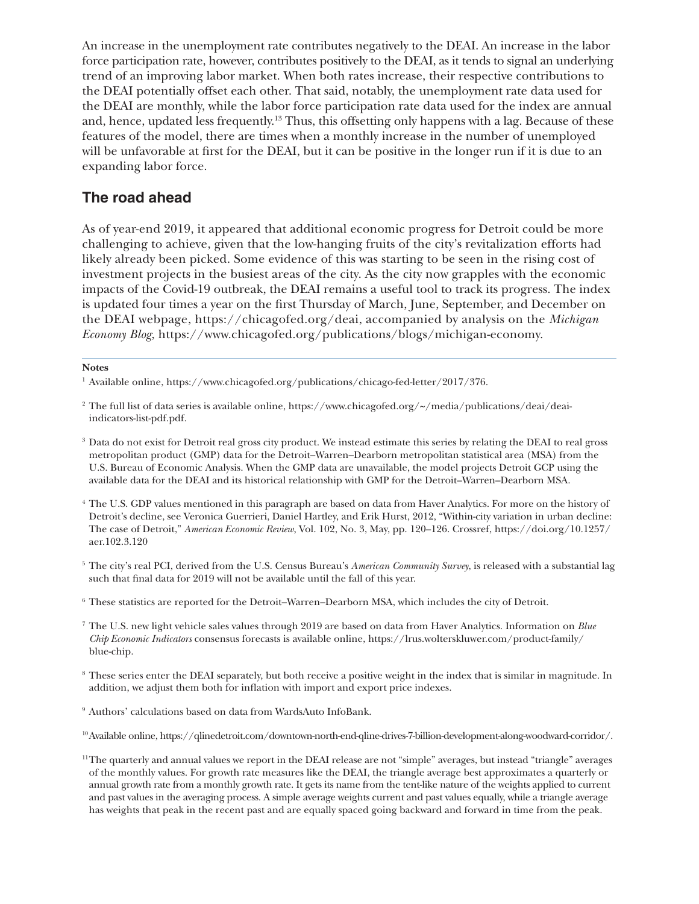An increase in the unemployment rate contributes negatively to the DEAI. An increase in the labor force participation rate, however, contributes positively to the DEAI, as it tends to signal an underlying trend of an improving labor market. When both rates increase, their respective contributions to the DEAI potentially offset each other. That said, notably, the unemployment rate data used for the DEAI are monthly, while the labor force participation rate data used for the index are annual and, hence, updated less frequently.[13] Thus, this offsetting only happens with a lag. Because of these features of the model, there are times when a monthly increase in the number of unemployed will be unfavorable at first for the DEAI, but it can be positive in the longer run if it is due to an expanding labor force.

## The road ahead

As of year-end 2019, it appeared that additional economic progress for Detroit could be more challenging to achieve, given that the low-hanging fruits of the city's revitalization efforts had likely already been picked. Some evidence of this was starting to be seen in the rising cost of investment projects in the busiest areas of the city. As the city now grapples with the economic impacts of the Covid-19 outbreak, the DEAI remains a useful tool to track its progress. The index is updated four times a year on the first Thursday of March, June, September, and December on the DEAI webpage, https://chicagofed.org/deai, accompanied by analysis on the *Michigan Economy Blog*, https://www.chicagofed.org/publications/blogs/michigan-economy.

---

**Notes**

[1] Available online, https://www.chicagofed.org/publications/chicago-fed-letter/2017/376.

[2] The full list of data series is available online, https://www.chicagofed.org/~/media/publications/deai/deai-indicators-list-pdf.pdf.

[3] Data do not exist for Detroit real gross city product. We instead estimate this series by relating the DEAI to real gross metropolitan product (GMP) data for the Detroit–Warren–Dearborn metropolitan statistical area (MSA) from the U.S. Bureau of Economic Analysis. When the GMP data are unavailable, the model projects Detroit GCP using the available data for the DEAI and its historical relationship with GMP for the Detroit–Warren–Dearborn MSA.

[4] The U.S. GDP values mentioned in this paragraph are based on data from Haver Analytics. For more on the history of Detroit's decline, see Veronica Guerrieri, Daniel Hartley, and Erik Hurst, 2012, "Within-city variation in urban decline: The case of Detroit," *American Economic Review*, Vol. 102, No. 3, May, pp. 120–126. Crossref, https://doi.org/10.1257/aer.102.3.120

[5] The city's real PCI, derived from the U.S. Census Bureau's *American Community Survey*, is released with a substantial lag such that final data for 2019 will not be available until the fall of this year.

[6] These statistics are reported for the Detroit–Warren–Dearborn MSA, which includes the city of Detroit.

[7] The U.S. new light vehicle sales values through 2019 are based on data from Haver Analytics. Information on *Blue Chip Economic Indicators* consensus forecasts is available online, https://lrus.wolterskluwer.com/product-family/blue-chip.

[8] These series enter the DEAI separately, but both receive a positive weight in the index that is similar in magnitude. In addition, we adjust them both for inflation with import and export price indexes.

[9] Authors' calculations based on data from WardsAuto InfoBank.

[10] Available online, https://qlinedetroit.com/downtown-north-end-qline-drives-7-billion-development-along-woodward-corridor/.

[11] The quarterly and annual values we report in the DEAI release are not "simple" averages, but instead "triangle" averages of the monthly values. For growth rate measures like the DEAI, the triangle average best approximates a quarterly or annual growth rate from a monthly growth rate. It gets its name from the tent-like nature of the weights applied to current and past values in the averaging process. A simple average weights current and past values equally, while a triangle average has weights that peak in the recent past and are equally spaced going backward and forward in time from the peak.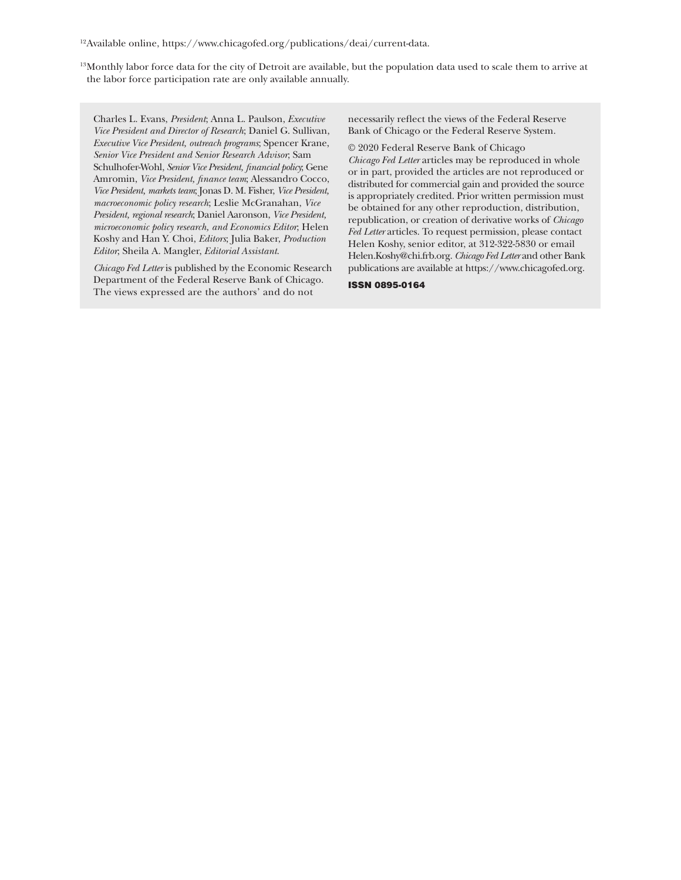[12]Available online, https://www.chicagofed.org/publications/deai/current-data.

[13]Monthly labor force data for the city of Detroit are available, but the population data used to scale them to arrive at the labor force participation rate are only available annually.

Charles L. Evans, *President*; Anna L. Paulson, *Executive Vice President and Director of Research*; Daniel G. Sullivan, *Executive Vice President, outreach programs*; Spencer Krane, *Senior Vice President and Senior Research Advisor*; Sam Schulhofer-Wohl, *Senior Vice President, financial policy*; Gene Amromin, *Vice President, finance team*; Alessandro Cocco, *Vice President, markets team*; Jonas D. M. Fisher, *Vice President, macroeconomic policy research*; Leslie McGranahan, *Vice President, regional research*; Daniel Aaronson, *Vice President, microeconomic policy research, and Economics Editor*; Helen Koshy and Han Y. Choi, *Editors*; Julia Baker, *Production Editor*; Sheila A. Mangler, *Editorial Assistant.*

*Chicago Fed Letter* is published by the Economic Research Department of the Federal Reserve Bank of Chicago. The views expressed are the authors' and do not necessarily reflect the views of the Federal Reserve Bank of Chicago or the Federal Reserve System.

© 2020 Federal Reserve Bank of Chicago
*Chicago Fed Letter* articles may be reproduced in whole or in part, provided the articles are not reproduced or distributed for commercial gain and provided the source is appropriately credited. Prior written permission must be obtained for any other reproduction, distribution, republication, or creation of derivative works of *Chicago Fed Letter* articles. To request permission, please contact Helen Koshy, senior editor, at 312-322-5830 or email Helen.Koshy@chi.frb.org. *Chicago Fed Letter* and other Bank publications are available at https://www.chicagofed.org.

**ISSN 0895-0164**